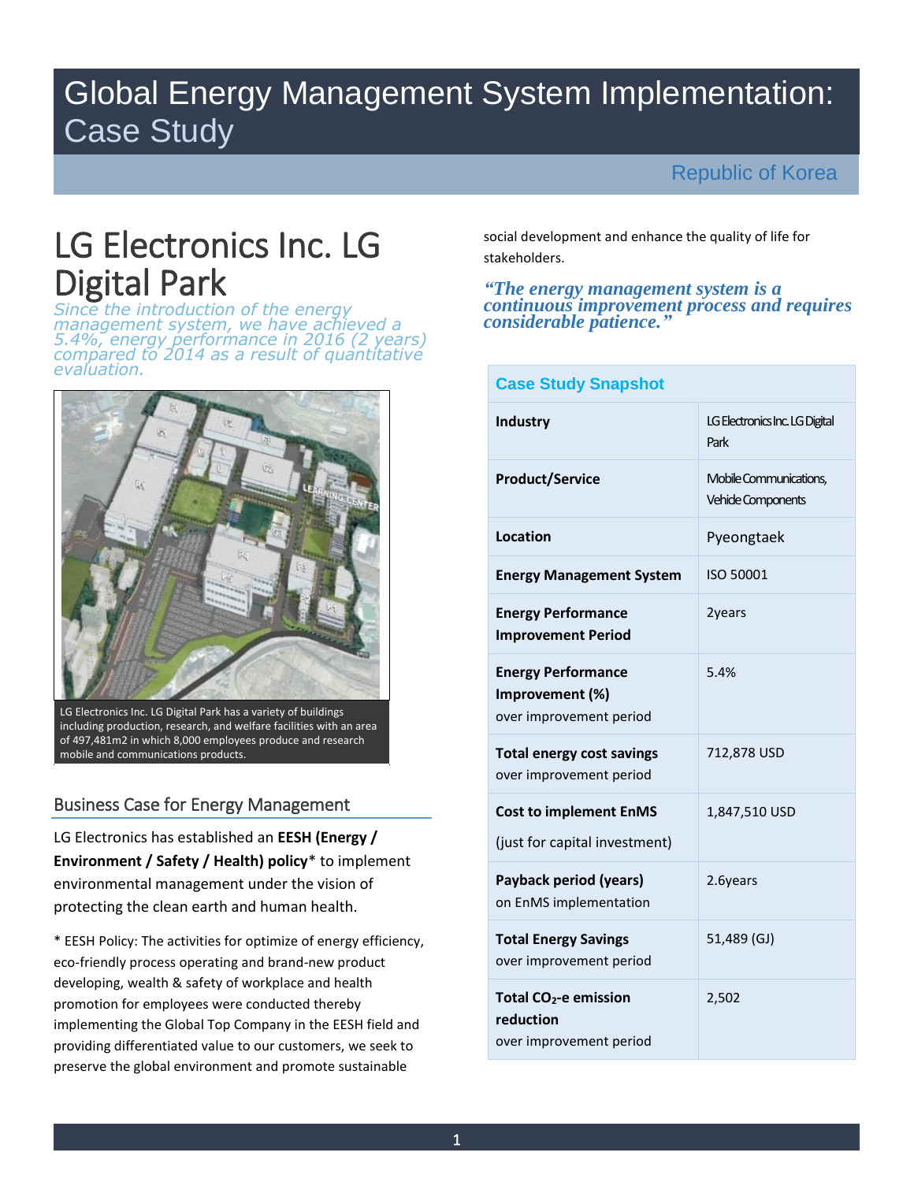# Global Energy Management System Implementation: Case Study

Republic of Korea

## LG Electronics Inc. LG Digital Park

*Since the introduction of the energy management system, we have achieved a 5.4%, energy performance in 2016 (2 years) compared to 2014 as a result of quantitative evaluation.*

LG Electronics Inc. LG Digital Park has a variety of buildings including production, research, and welfare facilities with an area of 497,481m2 in which 8,000 employees produce and research mobile and communications products.

### Business Case for Energy Management

LG Electronics has established an **EESH (Energy / Environment / Safety / Health) policy*** to implement environmental management under the vision of protecting the clean earth and human health.

* EESH Policy: The activities for optimize of energy efficiency, eco-friendly process operating and brand-new product developing, wealth & safety of workplace and health promotion for employees were conducted thereby implementing the Global Top Company in the EESH field and providing differentiated value to our customers, we seek to preserve the global environment and promote sustainable social development and enhance the quality of life for stakeholders.

***"The energy management system is a continuous improvement process and requires considerable patience."***

| Case Study Snapshot | |
|---|---|
| **Industry** | LG Electronics Inc. LG Digital Park |
| **Product/Service** | Mobile Communications, Vehicle Components |
| **Location** | Pyeongtaek |
| **Energy Management System** | ISO 50001 |
| **Energy Performance Improvement Period** | 2years |
| **Energy Performance Improvement (%)** over improvement period | 5.4% |
| **Total energy cost savings** over improvement period | 712,878 USD |
| **Cost to implement EnMS** (just for capital investment) | 1,847,510 USD |
| **Payback period (years)** on EnMS implementation | 2.6years |
| **Total Energy Savings** over improvement period | 51,489 (GJ) |
| **Total $CO_2$-e emission reduction** over improvement period | 2,502 |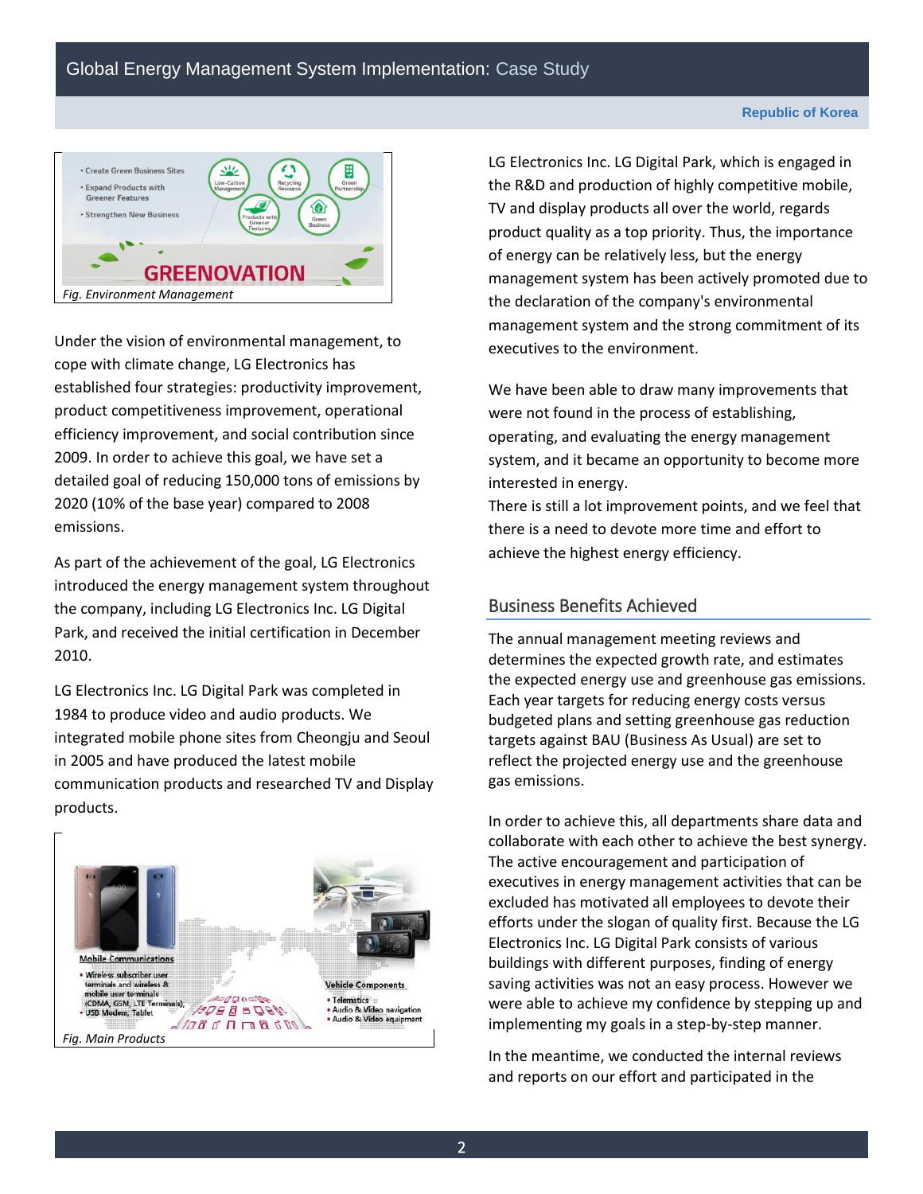Fig. Environment Management

Under the vision of environmental management, to cope with climate change, LG Electronics has established four strategies: productivity improvement, product competitiveness improvement, operational efficiency improvement, and social contribution since 2009. In order to achieve this goal, we have set a detailed goal of reducing 150,000 tons of emissions by 2020 (10% of the base year) compared to 2008 emissions.

As part of the achievement of the goal, LG Electronics introduced the energy management system throughout the company, including LG Electronics Inc. LG Digital Park, and received the initial certification in December 2010.

LG Electronics Inc. LG Digital Park was completed in 1984 to produce video and audio products. We integrated mobile phone sites from Cheongju and Seoul in 2005 and have produced the latest mobile communication products and researched TV and Display products.

Fig. Main Products

LG Electronics Inc. LG Digital Park, which is engaged in the R&D and production of highly competitive mobile, TV and display products all over the world, regards product quality as a top priority. Thus, the importance of energy can be relatively less, but the energy management system has been actively promoted due to the declaration of the company's environmental management system and the strong commitment of its executives to the environment.

We have been able to draw many improvements that were not found in the process of establishing, operating, and evaluating the energy management system, and it became an opportunity to become more interested in energy.
There is still a lot improvement points, and we feel that there is a need to devote more time and effort to achieve the highest energy efficiency.

## Business Benefits Achieved

The annual management meeting reviews and determines the expected growth rate, and estimates the expected energy use and greenhouse gas emissions. Each year targets for reducing energy costs versus budgeted plans and setting greenhouse gas reduction targets against BAU (Business As Usual) are set to reflect the projected energy use and the greenhouse gas emissions.

In order to achieve this, all departments share data and collaborate with each other to achieve the best synergy. The active encouragement and participation of executives in energy management activities that can be excluded has motivated all employees to devote their efforts under the slogan of quality first. Because the LG Electronics Inc. LG Digital Park consists of various buildings with different purposes, finding of energy saving activities was not an easy process. However we were able to achieve my confidence by stepping up and implementing my goals in a step-by-step manner.

In the meantime, we conducted the internal reviews and reports on our effort and participated in the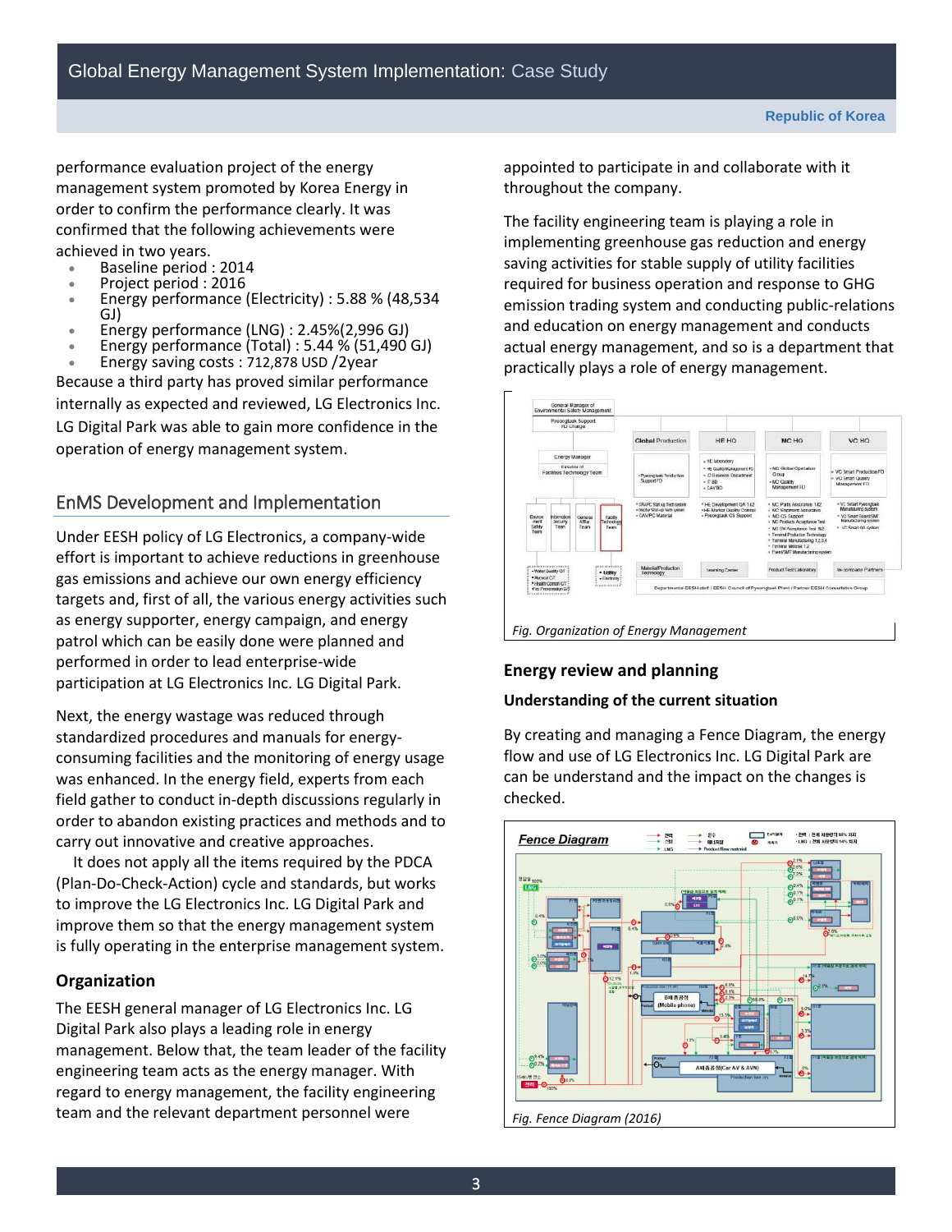performance evaluation project of the energy management system promoted by Korea Energy in order to confirm the performance clearly. It was confirmed that the following achievements were achieved in two years.

- Baseline period : 2014
- Project period : 2016
- Energy performance (Electricity) : 5.88 % (48,534 GJ)
- Energy performance (LNG) : 2.45%(2,996 GJ)
- Energy performance (Total) : 5.44 % (51,490 GJ)
- Energy saving costs : 712,878 USD /2year

Because a third party has proved similar performance internally as expected and reviewed, LG Electronics Inc. LG Digital Park was able to gain more confidence in the operation of energy management system.

## EnMS Development and Implementation

Under EESH policy of LG Electronics, a company-wide effort is important to achieve reductions in greenhouse gas emissions and achieve our own energy efficiency targets and, first of all, the various energy activities such as energy supporter, energy campaign, and energy patrol which can be easily done were planned and performed in order to lead enterprise-wide participation at LG Electronics Inc. LG Digital Park.

Next, the energy wastage was reduced through standardized procedures and manuals for energy-consuming facilities and the monitoring of energy usage was enhanced. In the energy field, experts from each field gather to conduct in-depth discussions regularly in order to abandon existing practices and methods and to carry out innovative and creative approaches.

It does not apply all the items required by the PDCA (Plan-Do-Check-Action) cycle and standards, but works to improve the LG Electronics Inc. LG Digital Park and improve them so that the energy management system is fully operating in the enterprise management system.

### Organization

The EESH general manager of LG Electronics Inc. LG Digital Park also plays a leading role in energy management. Below that, the team leader of the facility engineering team acts as the energy manager. With regard to energy management, the facility engineering team and the relevant department personnel were appointed to participate in and collaborate with it throughout the company.

The facility engineering team is playing a role in implementing greenhouse gas reduction and energy saving activities for stable supply of utility facilities required for business operation and response to GHG emission trading system and conducting public-relations and education on energy management and conducts actual energy management, and so is a department that practically plays a role of energy management.

*Fig. Organization of Energy Management*

### Energy review and planning

#### Understanding of the current situation

By creating and managing a Fence Diagram, the energy flow and use of LG Electronics Inc. LG Digital Park are can be understand and the impact on the changes is checked.

*Fig. Fence Diagram (2016)*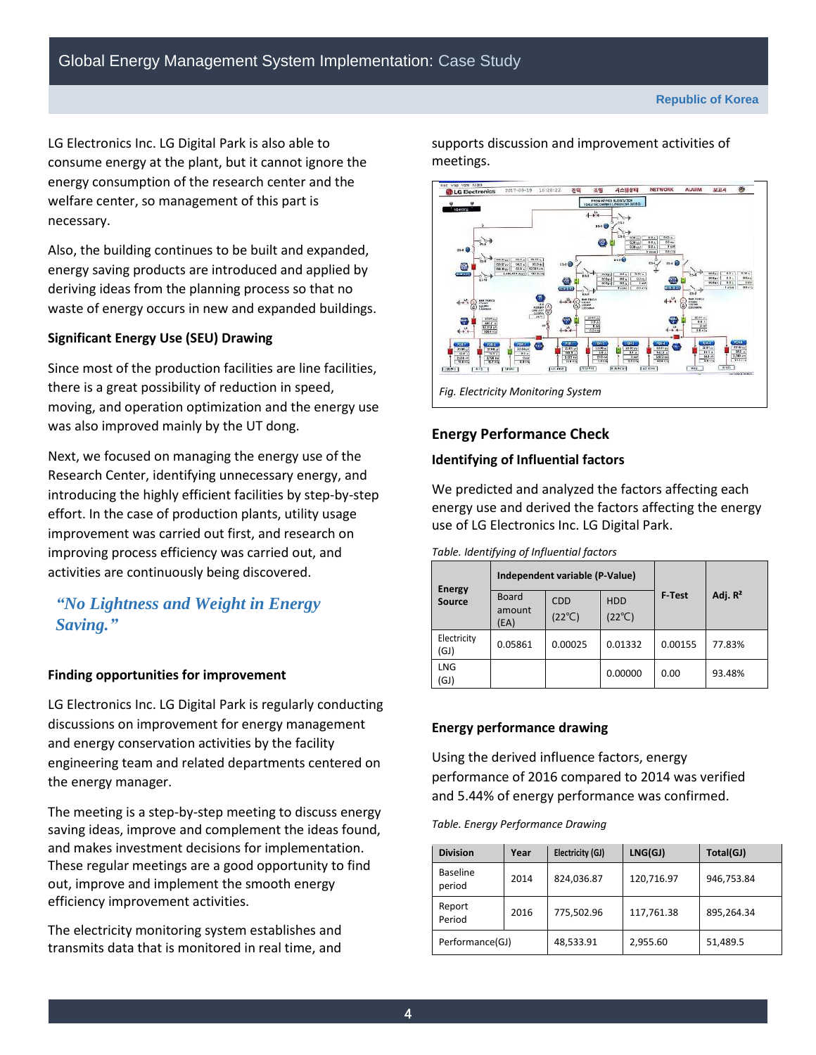LG Electronics Inc. LG Digital Park is also able to consume energy at the plant, but it cannot ignore the energy consumption of the research center and the welfare center, so management of this part is necessary.

Also, the building continues to be built and expanded, energy saving products are introduced and applied by deriving ideas from the planning process so that no waste of energy occurs in new and expanded buildings.

**Significant Energy Use (SEU) Drawing**

Since most of the production facilities are line facilities, there is a great possibility of reduction in speed, moving, and operation optimization and the energy use was also improved mainly by the UT dong.

Next, we focused on managing the energy use of the Research Center, identifying unnecessary energy, and introducing the highly efficient facilities by step-by-step effort. In the case of production plants, utility usage improvement was carried out first, and research on improving process efficiency was carried out, and activities are continuously being discovered.

*"No Lightness and Weight in Energy Saving."*

**Finding opportunities for improvement**

LG Electronics Inc. LG Digital Park is regularly conducting discussions on improvement for energy management and energy conservation activities by the facility engineering team and related departments centered on the energy manager.

The meeting is a step-by-step meeting to discuss energy saving ideas, improve and complement the ideas found, and makes investment decisions for implementation. These regular meetings are a good opportunity to find out, improve and implement the smooth energy efficiency improvement activities.

The electricity monitoring system establishes and transmits data that is monitored in real time, and supports discussion and improvement activities of meetings.

*Fig. Electricity Monitoring System*

## Energy Performance Check

**Identifying of Influential factors**

We predicted and analyzed the factors affecting each energy use and derived the factors affecting the energy use of LG Electronics Inc. LG Digital Park.

*Table. Identifying of Influential factors*

| Energy Source | Independent variable (P-Value) | | | F-Test | Adj. $R^2$ |
|---|---|---|---|---|---|
| | Board amount (EA) | CDD (22℃) | HDD (22℃) | | |
| Electricity (GJ) | 0.05861 | 0.00025 | 0.01332 | 0.00155 | 77.83% |
| LNG (GJ) | | | 0.00000 | 0.00 | 93.48% |

**Energy performance drawing**

Using the derived influence factors, energy performance of 2016 compared to 2014 was verified and 5.44% of energy performance was confirmed.

*Table. Energy Performance Drawing*

| Division | Year | Electricity (GJ) | LNG(GJ) | Total(GJ) |
|---|---|---|---|---|
| Baseline period | 2014 | 824,036.87 | 120,716.97 | 946,753.84 |
| Report Period | 2016 | 775,502.96 | 117,761.38 | 895,264.34 |
| Performance(GJ) | | 48,533.91 | 2,955.60 | 51,489.5 |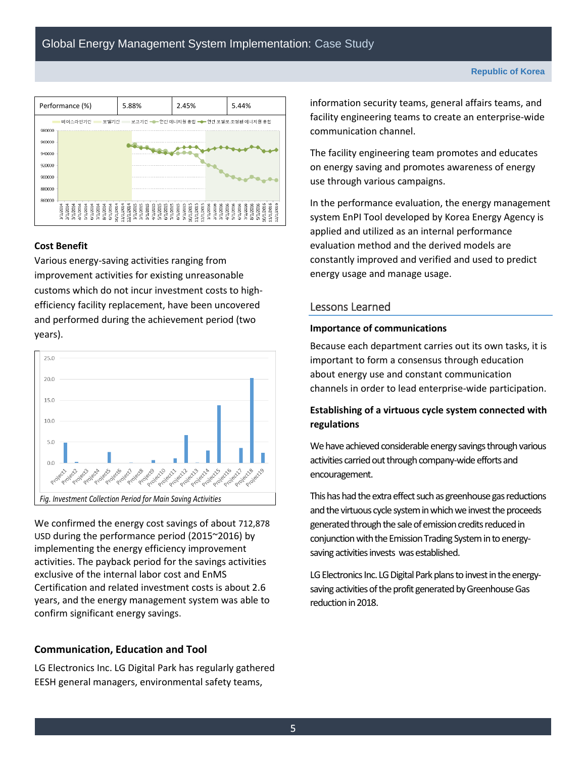| Performance (%) | 5.88% | 2.45% | 5.44% |
| --- | --- | --- | --- |

### Cost Benefit

Various energy-saving activities ranging from improvement activities for existing unreasonable customs which do not incur investment costs to high-efficiency facility replacement, have been uncovered and performed during the achievement period (two years).

*Fig. Investment Collection Period for Main Saving Activities*

We confirmed the energy cost savings of about 712,878 USD during the performance period (2015~2016) by implementing the energy efficiency improvement activities. The payback period for the savings activities exclusive of the internal labor cost and EnMS Certification and related investment costs is about 2.6 years, and the energy management system was able to confirm significant energy savings.

### Communication, Education and Tool

LG Electronics Inc. LG Digital Park has regularly gathered EESH general managers, environmental safety teams, information security teams, general affairs teams, and facility engineering teams to create an enterprise-wide communication channel.

The facility engineering team promotes and educates on energy saving and promotes awareness of energy use through various campaigns.

In the performance evaluation, the energy management system EnPI Tool developed by Korea Energy Agency is applied and utilized as an internal performance evaluation method and the derived models are constantly improved and verified and used to predict energy usage and manage usage.

## Lessons Learned

### Importance of communications

Because each department carries out its own tasks, it is important to form a consensus through education about energy use and constant communication channels in order to lead enterprise-wide participation.

### Establishing of a virtuous cycle system connected with regulations

We have achieved considerable energy savings through various activities carried out through company-wide efforts and encouragement.

This has had the extra effect such as greenhouse gas reductions and the virtuous cycle system in which we invest the proceeds generated through the sale of emission credits reduced in conjunction with the Emission Trading System in to energy-saving activities invests was established.

LG Electronics Inc. LG Digital Park plans to invest in the energy-saving activities of the profit generated by Greenhouse Gas reduction in 2018.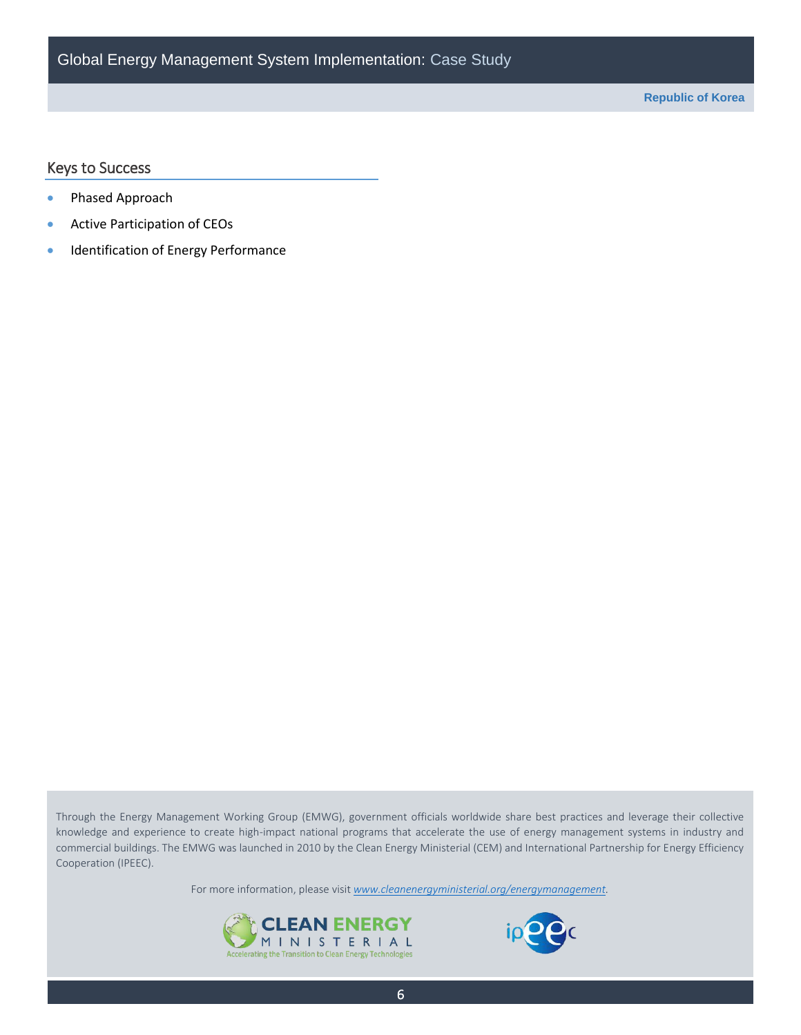## Keys to Success

- Phased Approach
- Active Participation of CEOs
- Identification of Energy Performance

Through the Energy Management Working Group (EMWG), government officials worldwide share best practices and leverage their collective knowledge and experience to create high-impact national programs that accelerate the use of energy management systems in industry and commercial buildings. The EMWG was launched in 2010 by the Clean Energy Ministerial (CEM) and International Partnership for Energy Efficiency Cooperation (IPEEC).

For more information, please visit *www.cleanenergyministerial.org/energymanagement*.